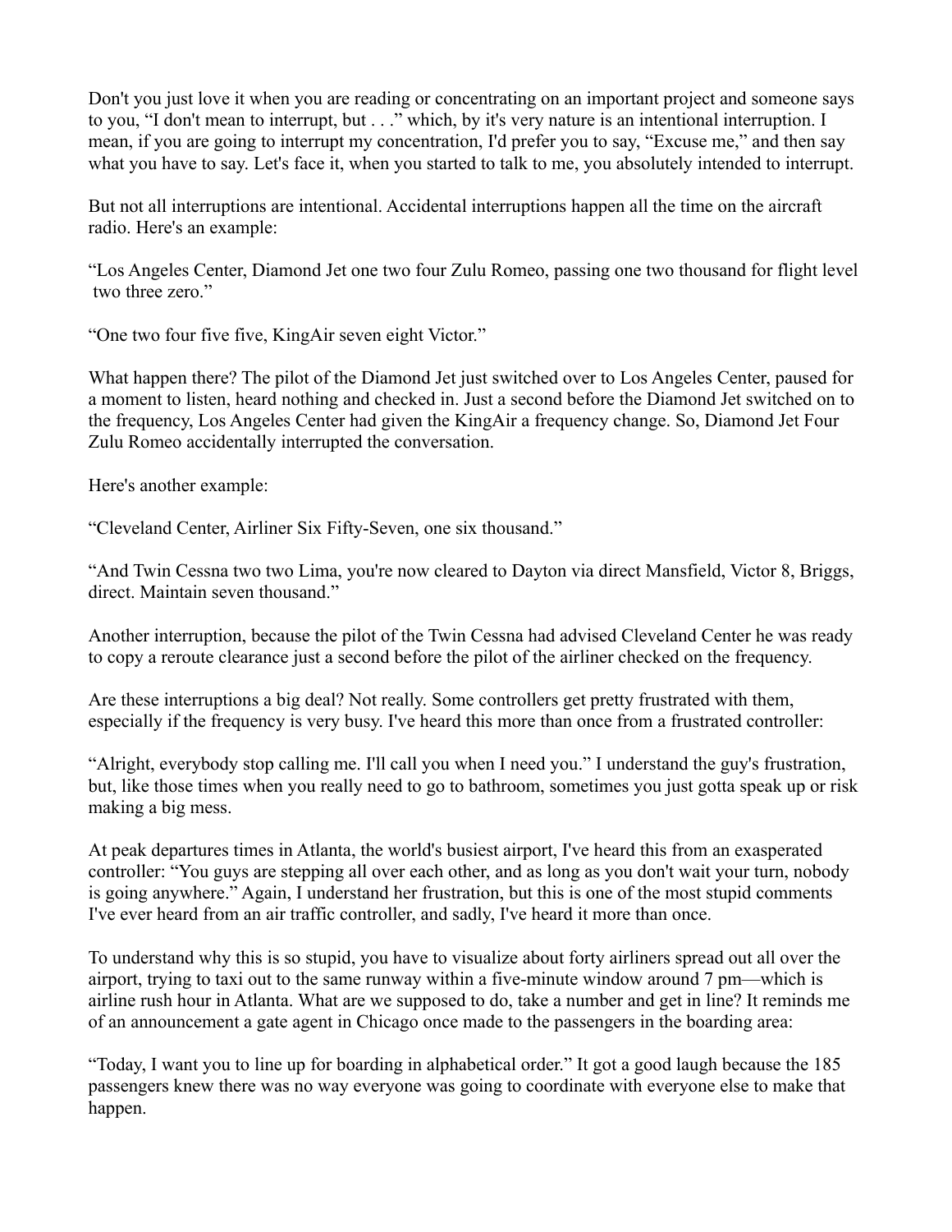Don't you just love it when you are reading or concentrating on an important project and someone says to you, "I don't mean to interrupt, but . . ." which, by it's very nature is an intentional interruption. I mean, if you are going to interrupt my concentration, I'd prefer you to say, "Excuse me," and then say what you have to say. Let's face it, when you started to talk to me, you absolutely intended to interrupt.

But not all interruptions are intentional. Accidental interruptions happen all the time on the aircraft radio. Here's an example:

"Los Angeles Center, Diamond Jet one two four Zulu Romeo, passing one two thousand for flight level two three zero."

"One two four five five, KingAir seven eight Victor."

What happen there? The pilot of the Diamond Jet just switched over to Los Angeles Center, paused for a moment to listen, heard nothing and checked in. Just a second before the Diamond Jet switched on to the frequency, Los Angeles Center had given the KingAir a frequency change. So, Diamond Jet Four Zulu Romeo accidentally interrupted the conversation.

Here's another example:

"Cleveland Center, Airliner Six Fifty-Seven, one six thousand."

"And Twin Cessna two two Lima, you're now cleared to Dayton via direct Mansfield, Victor 8, Briggs, direct. Maintain seven thousand."

Another interruption, because the pilot of the Twin Cessna had advised Cleveland Center he was ready to copy a reroute clearance just a second before the pilot of the airliner checked on the frequency.

Are these interruptions a big deal? Not really. Some controllers get pretty frustrated with them, especially if the frequency is very busy. I've heard this more than once from a frustrated controller:

"Alright, everybody stop calling me. I'll call you when I need you." I understand the guy's frustration, but, like those times when you really need to go to bathroom, sometimes you just gotta speak up or risk making a big mess.

At peak departures times in Atlanta, the world's busiest airport, I've heard this from an exasperated controller: "You guys are stepping all over each other, and as long as you don't wait your turn, nobody is going anywhere." Again, I understand her frustration, but this is one of the most stupid comments I've ever heard from an air traffic controller, and sadly, I've heard it more than once.

To understand why this is so stupid, you have to visualize about forty airliners spread out all over the airport, trying to taxi out to the same runway within a five-minute window around 7 pm—which is airline rush hour in Atlanta. What are we supposed to do, take a number and get in line? It reminds me of an announcement a gate agent in Chicago once made to the passengers in the boarding area:

"Today, I want you to line up for boarding in alphabetical order." It got a good laugh because the 185 passengers knew there was no way everyone was going to coordinate with everyone else to make that happen.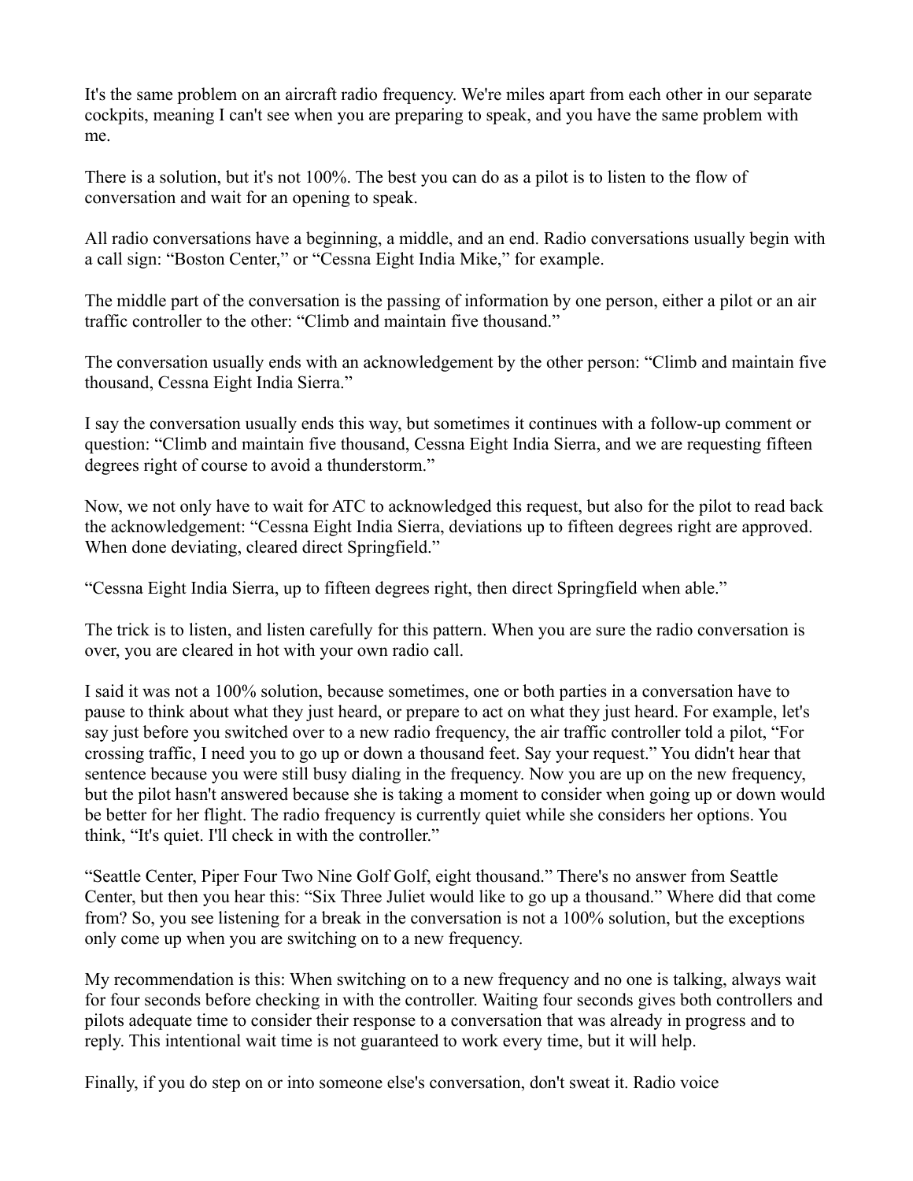It's the same problem on an aircraft radio frequency. We're miles apart from each other in our separate cockpits, meaning I can't see when you are preparing to speak, and you have the same problem with me.

There is a solution, but it's not 100%. The best you can do as a pilot is to listen to the flow of conversation and wait for an opening to speak.

All radio conversations have a beginning, a middle, and an end. Radio conversations usually begin with a call sign: "Boston Center," or "Cessna Eight India Mike," for example.

The middle part of the conversation is the passing of information by one person, either a pilot or an air traffic controller to the other: "Climb and maintain five thousand."

The conversation usually ends with an acknowledgement by the other person: "Climb and maintain five thousand, Cessna Eight India Sierra."

I say the conversation usually ends this way, but sometimes it continues with a follow-up comment or question: "Climb and maintain five thousand, Cessna Eight India Sierra, and we are requesting fifteen degrees right of course to avoid a thunderstorm."

Now, we not only have to wait for ATC to acknowledged this request, but also for the pilot to read back the acknowledgement: "Cessna Eight India Sierra, deviations up to fifteen degrees right are approved. When done deviating, cleared direct Springfield."

"Cessna Eight India Sierra, up to fifteen degrees right, then direct Springfield when able."

The trick is to listen, and listen carefully for this pattern. When you are sure the radio conversation is over, you are cleared in hot with your own radio call.

I said it was not a 100% solution, because sometimes, one or both parties in a conversation have to pause to think about what they just heard, or prepare to act on what they just heard. For example, let's say just before you switched over to a new radio frequency, the air traffic controller told a pilot, "For crossing traffic, I need you to go up or down a thousand feet. Say your request." You didn't hear that sentence because you were still busy dialing in the frequency. Now you are up on the new frequency, but the pilot hasn't answered because she is taking a moment to consider when going up or down would be better for her flight. The radio frequency is currently quiet while she considers her options. You think, "It's quiet. I'll check in with the controller."

"Seattle Center, Piper Four Two Nine Golf Golf, eight thousand." There's no answer from Seattle Center, but then you hear this: "Six Three Juliet would like to go up a thousand." Where did that come from? So, you see listening for a break in the conversation is not a 100% solution, but the exceptions only come up when you are switching on to a new frequency.

My recommendation is this: When switching on to a new frequency and no one is talking, always wait for four seconds before checking in with the controller. Waiting four seconds gives both controllers and pilots adequate time to consider their response to a conversation that was already in progress and to reply. This intentional wait time is not guaranteed to work every time, but it will help.

Finally, if you do step on or into someone else's conversation, don't sweat it. Radio voice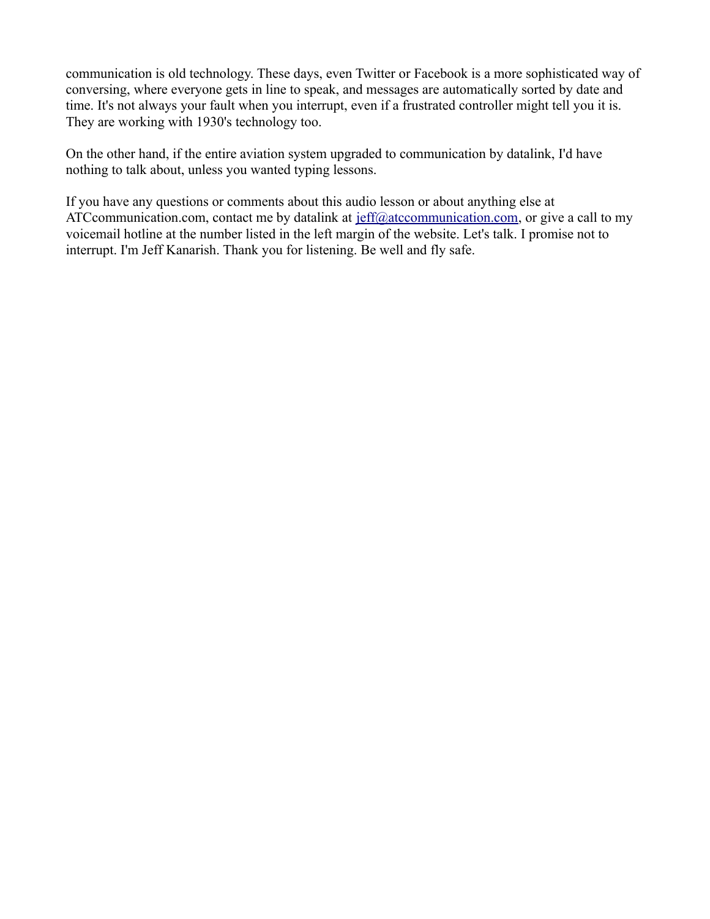communication is old technology. These days, even Twitter or Facebook is a more sophisticated way of conversing, where everyone gets in line to speak, and messages are automatically sorted by date and time. It's not always your fault when you interrupt, even if a frustrated controller might tell you it is. They are working with 1930's technology too.

On the other hand, if the entire aviation system upgraded to communication by datalink, I'd have nothing to talk about, unless you wanted typing lessons.

If you have any questions or comments about this audio lesson or about anything else at ATCcommunication.com, contact me by datalink at jeff@atccommunication.com, or give a call to my voicemail hotline at the number listed in the left margin of the website. Let's talk. I promise not to interrupt. I'm Jeff Kanarish. Thank you for listening. Be well and fly safe.